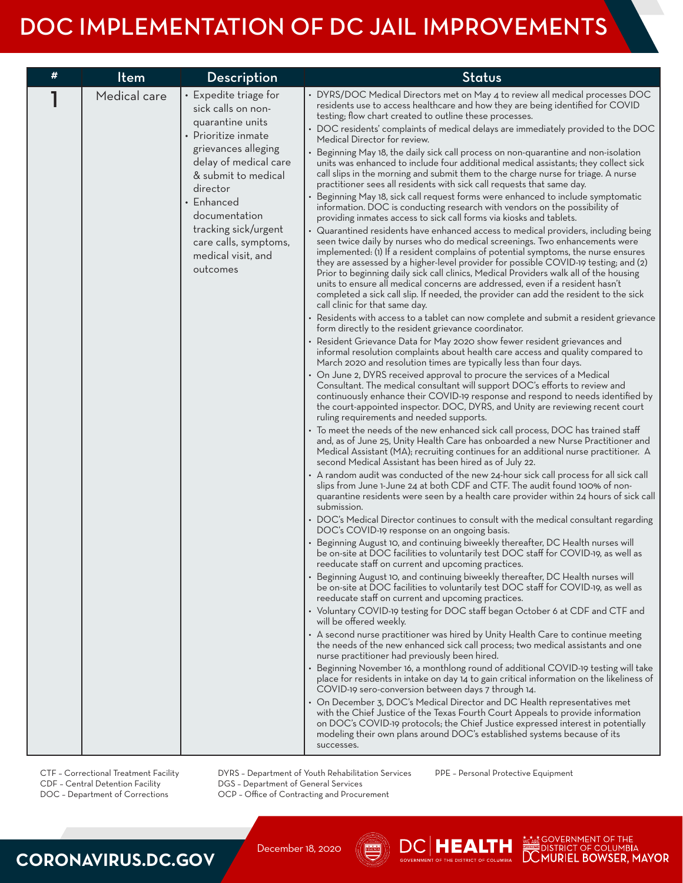# DOC IMPLEMENTATION OF DC JAIL IMPROVEMENTS

| # | Item | Description | Status |
|---|---|---|---|
| 1 | Medical care | • Expedite triage for sick calls on non-quarantine units<br>• Prioritize inmate grievances alleging delay of medical care & submit to medical director<br>• Enhanced documentation tracking sick/urgent care calls, symptoms, medical visit, and outcomes | • DYRS/DOC Medical Directors met on May 4 to review all medical processes DOC residents use to access healthcare and how they are being identified for COVID testing; flow chart created to outline these processes.<br>• DOC residents' complaints of medical delays are immediately provided to the DOC Medical Director for review.<br>• Beginning May 18, the daily sick call process on non-quarantine and non-isolation units was enhanced to include four additional medical assistants; they collect sick call slips in the morning and submit them to the charge nurse for triage. A nurse practitioner sees all residents with sick call requests that same day.<br>• Beginning May 18, sick call request forms were enhanced to include symptomatic information. DOC is conducting research with vendors on the possibility of providing inmates access to sick call forms via kiosks and tablets.<br>• Quarantined residents have enhanced access to medical providers, including being seen twice daily by nurses who do medical screenings. Two enhancements were implemented: (1) If a resident complains of potential symptoms, the nurse ensures they are assessed by a higher-level provider for possible COVID-19 testing; and (2) Prior to beginning daily sick call clinics, Medical Providers walk all of the housing units to ensure all medical concerns are addressed, even if a resident hasn't completed a sick call slip. If needed, the provider can add the resident to the sick call clinic for that same day.<br>• Residents with access to a tablet can now complete and submit a resident grievance form directly to the resident grievance coordinator.<br>• Resident Grievance Data for May 2020 show fewer resident grievances and informal resolution complaints about health care access and quality compared to March 2020 and resolution times are typically less than four days.<br>• On June 2, DYRS received approval to procure the services of a Medical Consultant. The medical consultant will support DOC's efforts to review and continuously enhance their COVID-19 response and respond to needs identified by the court-appointed inspector. DOC, DYRS, and Unity are reviewing recent court ruling requirements and needed supports.<br>• To meet the needs of the new enhanced sick call process, DOC has trained staff and, as of June 25, Unity Health Care has onboarded a new Nurse Practitioner and Medical Assistant (MA); recruiting continues for an additional nurse practitioner. A second Medical Assistant has been hired as of July 22.<br>• A random audit was conducted of the new 24-hour sick call process for all sick call slips from June 1-June 24 at both CDF and CTF. The audit found 100% of non-quarantine residents were seen by a health care provider within 24 hours of sick call submission.<br>• DOC's Medical Director continues to consult with the medical consultant regarding DOC's COVID-19 response on an ongoing basis.<br>• Beginning August 10, and continuing biweekly thereafter, DC Health nurses will be on-site at DOC facilities to voluntarily test DOC staff for COVID-19, as well as reeducate staff on current and upcoming practices.<br>• Beginning August 10, and continuing biweekly thereafter, DC Health nurses will be on-site at DOC facilities to voluntarily test DOC staff for COVID-19, as well as reeducate staff on current and upcoming practices.<br>• Voluntary COVID-19 testing for DOC staff began October 6 at CDF and CTF and will be offered weekly.<br>• A second nurse practitioner was hired by Unity Health Care to continue meeting the needs of the new enhanced sick call process; two medical assistants and one nurse practitioner had previously been hired.<br>• Beginning November 16, a monthlong round of additional COVID-19 testing will take place for residents in intake on day 14 to gain critical information on the likeliness of COVID-19 sero-conversion between days 7 through 14.<br>• On December 3, DOC's Medical Director and DC Health representatives met with the Chief Justice of the Texas Fourth Court Appeals to provide information on DOC's COVID-19 protocols; the Chief Justice expressed interest in potentially modeling their own plans around DOC's established systems because of its successes. |

CTF – Correctional Treatment Facility
CDF – Central Detention Facility
DOC – Department of Corrections

DYRS – Department of Youth Rehabilitation Services
DGS – Department of General Services
OCP – Office of Contracting and Procurement

PPE – Personal Protective Equipment

December 18, 2020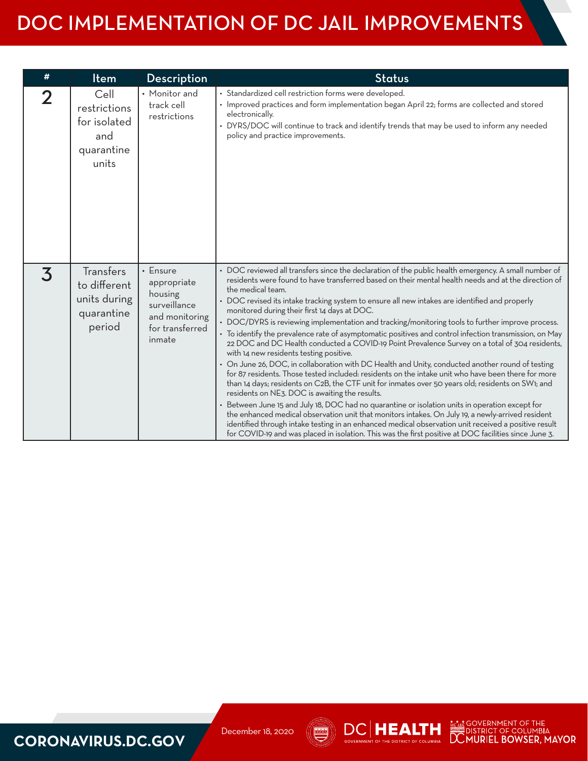# DOC IMPLEMENTATION OF DC JAIL IMPROVEMENTS

| # | Item | Description | Status |
|---|---|---|---|
| 2 | Cell restrictions for isolated and quarantine units | • Monitor and track cell restrictions | • Standardized cell restriction forms were developed.<br>• Improved practices and form implementation began April 22; forms are collected and stored electronically.<br>• DYRS/DOC will continue to track and identify trends that may be used to inform any needed policy and practice improvements. |
| 3 | Transfers to different units during quarantine period | • Ensure appropriate housing surveillance and monitoring for transferred inmate | • DOC reviewed all transfers since the declaration of the public health emergency. A small number of residents were found to have transferred based on their mental health needs and at the direction of the medical team.<br>• DOC revised its intake tracking system to ensure all new intakes are identified and properly monitored during their first 14 days at DOC.<br>• DOC/DYRS is reviewing implementation and tracking/monitoring tools to further improve process.<br>• To identify the prevalence rate of asymptomatic positives and control infection transmission, on May 22 DOC and DC Health conducted a COVID-19 Point Prevalence Survey on a total of 304 residents, with 14 new residents testing positive.<br>• On June 26, DOC, in collaboration with DC Health and Unity, conducted another round of testing for 87 residents. Those tested included: residents on the intake unit who have been there for more than 14 days; residents on C2B, the CTF unit for inmates over 50 years old; residents on SW1; and residents on NE3. DOC is awaiting the results.<br>• Between June 15 and July 18, DOC had no quarantine or isolation units in operation except for the enhanced medical observation unit that monitors intakes. On July 19, a newly-arrived resident identified through intake testing in an enhanced medical observation unit received a positive result for COVID-19 and was placed in isolation. This was the first positive at DOC facilities since June 3. |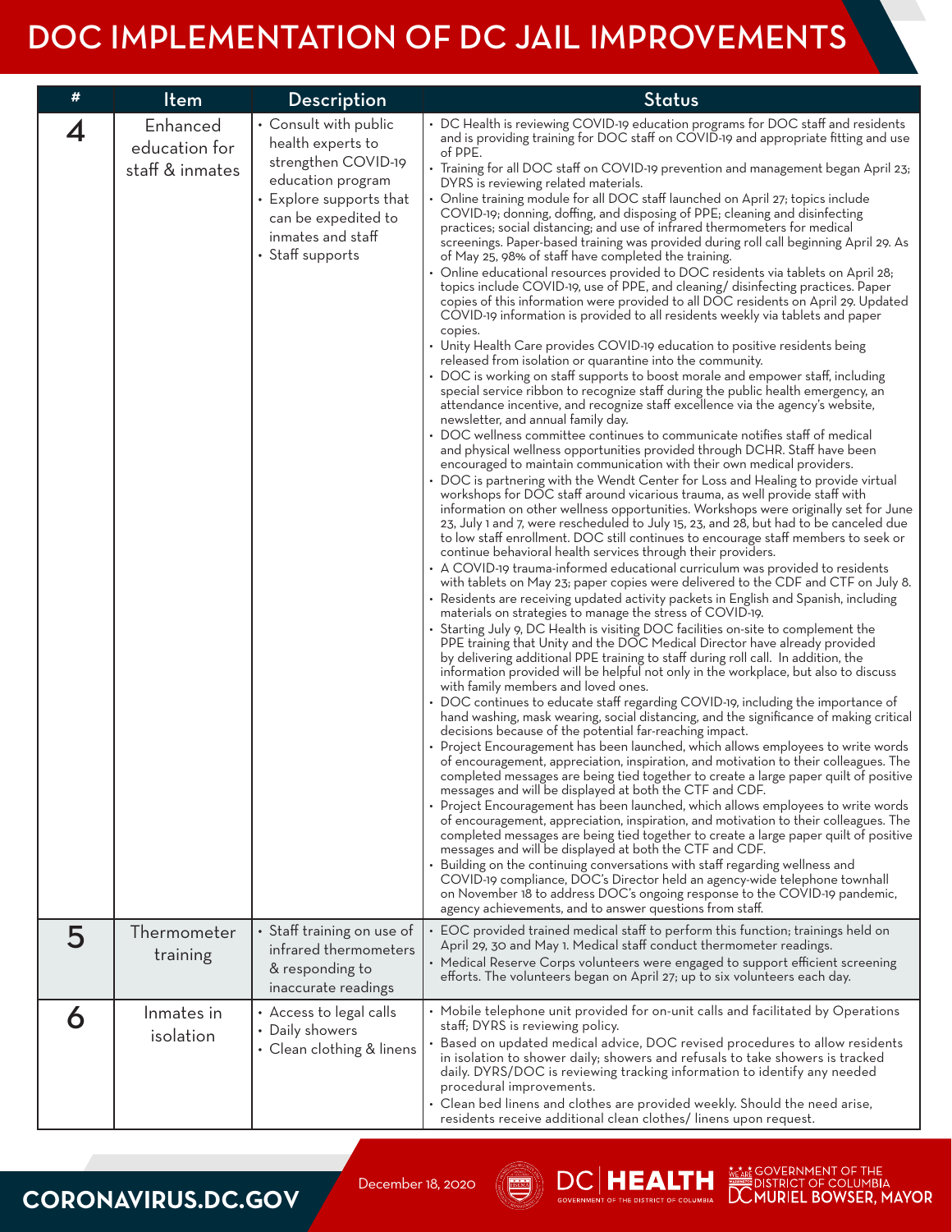# DOC IMPLEMENTATION OF DC JAIL IMPROVEMENTS

| # | Item | Description | Status |
|---|---|---|---|
| 4 | Enhanced education for staff & inmates | • Consult with public health experts to strengthen COVID-19 education program<br>• Explore supports that can be expedited to inmates and staff<br>• Staff supports | • DC Health is reviewing COVID-19 education programs for DOC staff and residents and is providing training for DOC staff on COVID-19 and appropriate fitting and use of PPE.<br>• Training for all DOC staff on COVID-19 prevention and management began April 23; DYRS is reviewing related materials.<br>• Online training module for all DOC staff launched on April 27; topics include COVID-19; donning, doffing, and disposing of PPE; cleaning and disinfecting practices; social distancing; and use of infrared thermometers for medical screenings. Paper-based training was provided during roll call beginning April 29. As of May 25, 98% of staff have completed the training.<br>• Online educational resources provided to DOC residents via tablets on April 28; topics include COVID-19, use of PPE, and cleaning/ disinfecting practices. Paper copies of this information were provided to all DOC residents on April 29. Updated COVID-19 information is provided to all residents weekly via tablets and paper copies.<br>• Unity Health Care provides COVID-19 education to positive residents being released from isolation or quarantine into the community.<br>• DOC is working on staff supports to boost morale and empower staff, including special service ribbon to recognize staff during the public health emergency, an attendance incentive, and recognize staff excellence via the agency's website, newsletter, and annual family day.<br>• DOC wellness committee continues to communicate notifies staff of medical and physical wellness opportunities provided through DCHR. Staff have been encouraged to maintain communication with their own medical providers.<br>• DOC is partnering with the Wendt Center for Loss and Healing to provide virtual workshops for DOC staff around vicarious trauma, as well provide staff with information on other wellness opportunities. Workshops were originally set for June 23, July 1 and 7, were rescheduled to July 15, 23, and 28, but had to be canceled due to low staff enrollment. DOC still continues to encourage staff members to seek or continue behavioral health services through their providers.<br>• A COVID-19 trauma-informed educational curriculum was provided to residents with tablets on May 23; paper copies were delivered to the CDF and CTF on July 8.<br>• Residents are receiving updated activity packets in English and Spanish, including materials on strategies to manage the stress of COVID-19.<br>• Starting July 9, DC Health is visiting DOC facilities on-site to complement the PPE training that Unity and the DOC Medical Director have already provided by delivering additional PPE training to staff during roll call. In addition, the information provided will be helpful not only in the workplace, but also to discuss with family members and loved ones.<br>• DOC continues to educate staff regarding COVID-19, including the importance of hand washing, mask wearing, social distancing, and the significance of making critical decisions because of the potential far-reaching impact.<br>• Project Encouragement has been launched, which allows employees to write words of encouragement, appreciation, inspiration, and motivation to their colleagues. The completed messages are being tied together to create a large paper quilt of positive messages and will be displayed at both the CTF and CDF.<br>• Project Encouragement has been launched, which allows employees to write words of encouragement, appreciation, inspiration, and motivation to their colleagues. The completed messages are being tied together to create a large paper quilt of positive messages and will be displayed at both the CTF and CDF.<br>• Building on the continuing conversations with staff regarding wellness and COVID-19 compliance, DOC's Director held an agency-wide telephone townhall on November 18 to address DOC's ongoing response to the COVID-19 pandemic, agency achievements, and to answer questions from staff. |
| 5 | Thermometer training | • Staff training on use of infrared thermometers & responding to inaccurate readings | • EOC provided trained medical staff to perform this function; trainings held on April 29, 30 and May 1. Medical staff conduct thermometer readings.<br>• Medical Reserve Corps volunteers were engaged to support efficient screening efforts. The volunteers began on April 27; up to six volunteers each day. |
| 6 | Inmates in isolation | • Access to legal calls<br>• Daily showers<br>• Clean clothing & linens | • Mobile telephone unit provided for on-unit calls and facilitated by Operations staff; DYRS is reviewing policy.<br>• Based on updated medical advice, DOC revised procedures to allow residents in isolation to shower daily; showers and refusals to take showers is tracked daily. DYRS/DOC is reviewing tracking information to identify any needed procedural improvements.<br>• Clean bed linens and clothes are provided weekly. Should the need arise, residents receive additional clean clothes/ linens upon request. |

December 18, 2020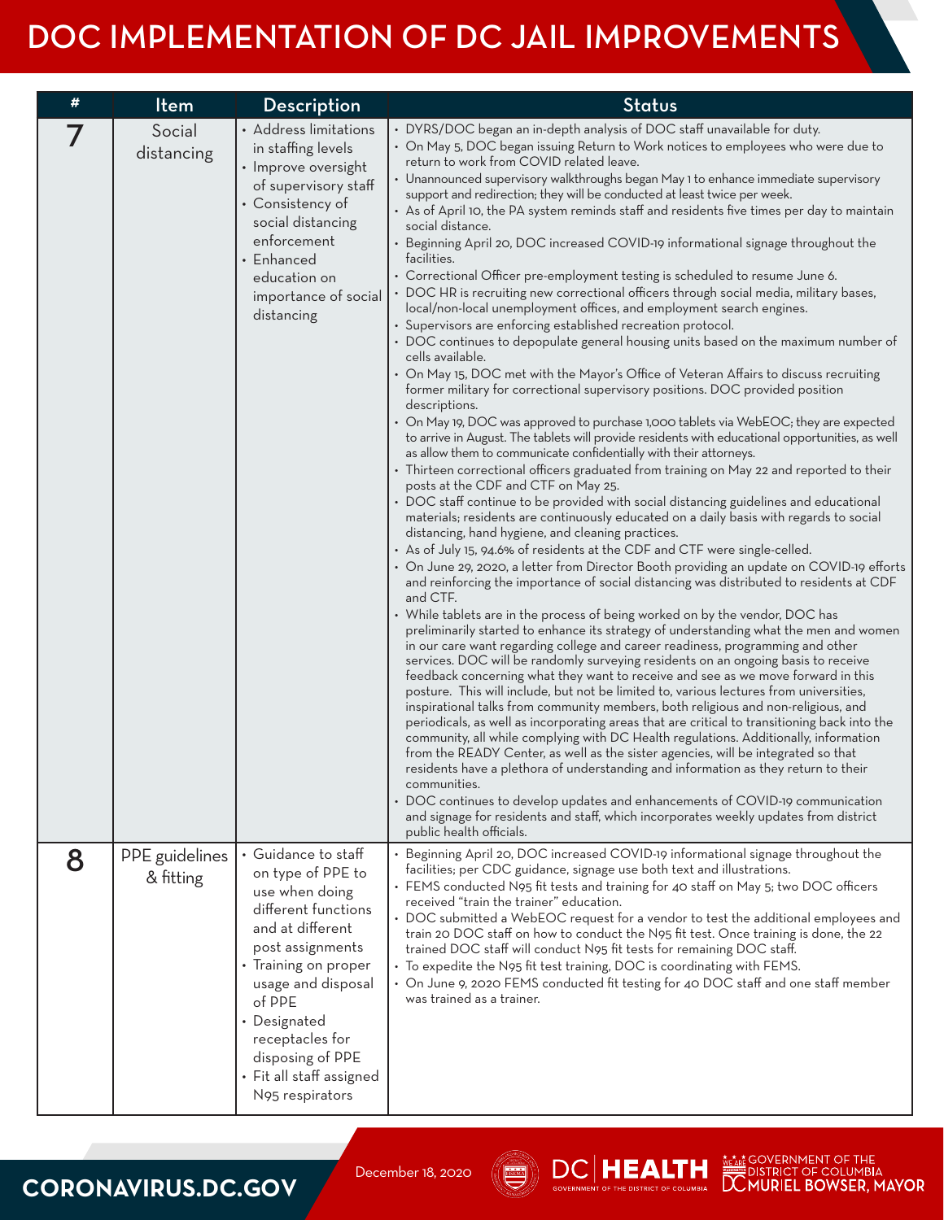# DOC IMPLEMENTATION OF DC JAIL IMPROVEMENTS

| # | Item | Description | Status |
|---|---|---|---|
| 7 | Social distancing | • Address limitations in staffing levels<br>• Improve oversight of supervisory staff<br>• Consistency of social distancing enforcement<br>• Enhanced education on importance of social distancing | • DYRS/DOC began an in-depth analysis of DOC staff unavailable for duty.<br>• On May 5, DOC began issuing Return to Work notices to employees who were due to return to work from COVID related leave.<br>• Unannounced supervisory walkthroughs began May 1 to enhance immediate supervisory support and redirection; they will be conducted at least twice per week.<br>• As of April 10, the PA system reminds staff and residents five times per day to maintain social distance.<br>• Beginning April 20, DOC increased COVID-19 informational signage throughout the facilities.<br>• Correctional Officer pre-employment testing is scheduled to resume June 6.<br>• DOC HR is recruiting new correctional officers through social media, military bases, local/non-local unemployment offices, and employment search engines.<br>• Supervisors are enforcing established recreation protocol.<br>• DOC continues to depopulate general housing units based on the maximum number of cells available.<br>• On May 15, DOC met with the Mayor's Office of Veteran Affairs to discuss recruiting former military for correctional supervisory positions. DOC provided position descriptions.<br>• On May 19, DOC was approved to purchase 1,000 tablets via WebEOC; they are expected to arrive in August. The tablets will provide residents with educational opportunities, as well as allow them to communicate confidentially with their attorneys.<br>• Thirteen correctional officers graduated from training on May 22 and reported to their posts at the CDF and CTF on May 25.<br>• DOC staff continue to be provided with social distancing guidelines and educational materials; residents are continuously educated on a daily basis with regards to social distancing, hand hygiene, and cleaning practices.<br>• As of July 15, 94.6% of residents at the CDF and CTF were single-celled.<br>• On June 29, 2020, a letter from Director Booth providing an update on COVID-19 efforts and reinforcing the importance of social distancing was distributed to residents at CDF and CTF.<br>• While tablets are in the process of being worked on by the vendor, DOC has preliminarily started to enhance its strategy of understanding what the men and women in our care want regarding college and career readiness, programming and other services. DOC will be randomly surveying residents on an ongoing basis to receive feedback concerning what they want to receive and see as we move forward in this posture. This will include, but not be limited to, various lectures from universities, inspirational talks from community members, both religious and non-religious, and periodicals, as well as incorporating areas that are critical to transitioning back into the community, all while complying with DC Health regulations. Additionally, information from the READY Center, as well as the sister agencies, will be integrated so that residents have a plethora of understanding and information as they return to their communities.<br>• DOC continues to develop updates and enhancements of COVID-19 communication and signage for residents and staff, which incorporates weekly updates from district public health officials. |
| 8 | PPE guidelines & fitting | • Guidance to staff on type of PPE to use when doing different functions and at different post assignments<br>• Training on proper usage and disposal of PPE<br>• Designated receptacles for disposing of PPE<br>• Fit all staff assigned N95 respirators | • Beginning April 20, DOC increased COVID-19 informational signage throughout the facilities; per CDC guidance, signage use both text and illustrations.<br>• FEMS conducted N95 fit tests and training for 40 staff on May 5; two DOC officers received "train the trainer" education.<br>• DOC submitted a WebEOC request for a vendor to test the additional employees and train 20 DOC staff on how to conduct the N95 fit test. Once training is done, the 22 trained DOC staff will conduct N95 fit tests for remaining DOC staff.<br>• To expedite the N95 fit test training, DOC is coordinating with FEMS.<br>• On June 9, 2020 FEMS conducted fit testing for 40 DOC staff and one staff member was trained as a trainer. |

December 18, 2020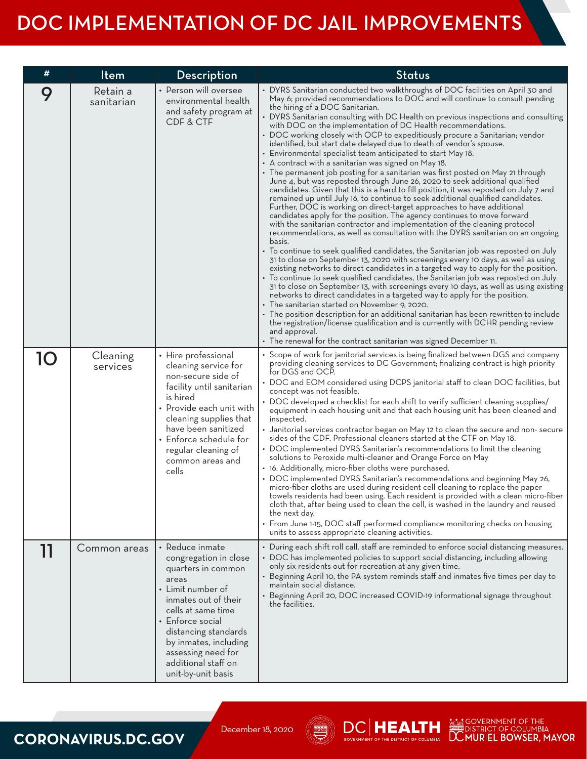# DOC IMPLEMENTATION OF DC JAIL IMPROVEMENTS

| # | Item | Description | Status |
|---|---|---|---|
| 9 | Retain a sanitarian | • Person will oversee environmental health and safety program at CDF & CTF | • DYRS Sanitarian conducted two walkthroughs of DOC facilities on April 30 and May 6; provided recommendations to DOC and will continue to consult pending the hiring of a DOC Sanitarian.<br>• DYRS Sanitarian consulting with DC Health on previous inspections and consulting with DOC on the implementation of DC Health recommendations.<br>• DOC working closely with OCP to expeditiously procure a Sanitarian; vendor identified, but start date delayed due to death of vendor's spouse.<br>• Environmental specialist team anticipated to start May 18.<br>• A contract with a sanitarian was signed on May 18.<br>• The permanent job posting for a sanitarian was first posted on May 21 through June 4, but was reposted through June 26, 2020 to seek additional qualified candidates. Given that this is a hard to fill position, it was reposted on July 7 and remained up until July 16, to continue to seek additional qualified candidates. Further, DOC is working on direct-target approaches to have additional candidates apply for the position. The agency continues to move forward with the sanitarian contractor and implementation of the cleaning protocol recommendations, as well as consultation with the DYRS sanitarian on an ongoing basis.<br>• To continue to seek qualified candidates, the Sanitarian job was reposted on July 31 to close on September 13, 2020 with screenings every 10 days, as well as using existing networks to direct candidates in a targeted way to apply for the position.<br>• To continue to seek qualified candidates, the Sanitarian job was reposted on July 31 to close on September 13, with screenings every 10 days, as well as using existing networks to direct candidates in a targeted way to apply for the position.<br>• The sanitarian started on November 9, 2020.<br>• The position description for an additional sanitarian has been rewritten to include the registration/license qualification and is currently with DCHR pending review and approval.<br>• The renewal for the contract sanitarian was signed December 11. |
| 10 | Cleaning services | • Hire professional cleaning service for non-secure side of facility until sanitarian is hired<br>• Provide each unit with cleaning supplies that have been sanitized<br>• Enforce schedule for regular cleaning of common areas and cells | • Scope of work for janitorial services is being finalized between DGS and company providing cleaning services to DC Government; finalizing contract is high priority for DGS and OCP.<br>• DOC and EOM considered using DCPS janitorial staff to clean DOC facilities, but concept was not feasible.<br>• DOC developed a checklist for each shift to verify sufficient cleaning supplies/equipment in each housing unit and that each housing unit has been cleaned and inspected.<br>• Janitorial services contractor began on May 12 to clean the secure and non- secure sides of the CDF. Professional cleaners started at the CTF on May 18.<br>• DOC implemented DYRS Sanitarian's recommendations to limit the cleaning solutions to Peroxide multi-cleaner and Orange Force on May<br>• 16. Additionally, micro-fiber cloths were purchased.<br>• DOC implemented DYRS Sanitarian's recommendations and beginning May 26, micro-fiber cloths are used during resident cell cleaning to replace the paper towels residents had been using. Each resident is provided with a clean micro-fiber cloth that, after being used to clean the cell, is washed in the laundry and reused the next day.<br>• From June 1-15, DOC staff performed compliance monitoring checks on housing units to assess appropriate cleaning activities. |
| 11 | Common areas | • Reduce inmate congregation in close quarters in common areas<br>• Limit number of inmates out of their cells at same time<br>• Enforce social distancing standards by inmates, including assessing need for additional staff on unit-by-unit basis | • During each shift roll call, staff are reminded to enforce social distancing measures.<br>• DOC has implemented policies to support social distancing, including allowing only six residents out for recreation at any given time.<br>• Beginning April 10, the PA system reminds staff and inmates five times per day to maintain social distance.<br>• Beginning April 20, DOC increased COVID-19 informational signage throughout the facilities. |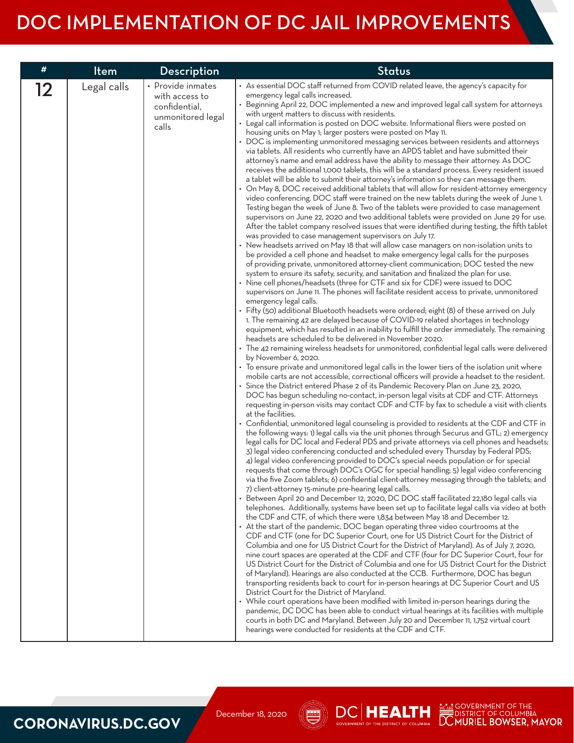# DOC IMPLEMENTATION OF DC JAIL IMPROVEMENTS

| # | Item | Description | Status |
|---|---|---|---|
| 12 | Legal calls | • Provide inmates with access to confidential, unmonitored legal calls | • As essential DOC staff returned from COVID related leave, the agency's capacity for emergency legal calls increased.<br>• Beginning April 22, DOC implemented a new and improved legal call system for attorneys with urgent matters to discuss with residents.<br>• Legal call information is posted on DOC website. Informational fliers were posted on housing units on May 1; larger posters were posted on May 11.<br>• DOC is implementing unmonitored messaging services between residents and attorneys via tablets. All residents who currently have an APDS tablet and have submitted their attorney's name and email address have the ability to message their attorney. As DOC receives the additional 1,000 tablets, this will be a standard process. Every resident issued a tablet will be able to submit their attorney's information so they can message them.<br>• On May 8, DOC received additional tablets that will allow for resident-attorney emergency video conferencing. DOC staff were trained on the new tablets during the week of June 1. Testing began the week of June 8. Two of the tablets were provided to case management supervisors on June 22, 2020 and two additional tablets were provided on June 29 for use. After the tablet company resolved issues that were identified during testing, the fifth tablet was provided to case management supervisors on July 17.<br>• New headsets arrived on May 18 that will allow case managers on non-isolation units to be provided a cell phone and headset to make emergency legal calls for the purposes of providing private, unmonitored attorney-client communication; DOC tested the new system to ensure its safety, security, and sanitation and finalized the plan for use.<br>• Nine cell phones/headsets (three for CTF and six for CDF) were issued to DOC supervisors on June 11. The phones will facilitate resident access to private, unmonitored emergency legal calls.<br>• Fifty (50) additional Bluetooth headsets were ordered; eight (8) of these arrived on July 1. The remaining 42 are delayed because of COVID-19 related shortages in technology equipment, which has resulted in an inability to fulfill the order immediately. The remaining headsets are scheduled to be delivered in November 2020.<br>• The 42 remaining wireless headsets for unmonitored, confidential legal calls were delivered by November 6, 2020.<br>• To ensure private and unmonitored legal calls in the lower tiers of the isolation unit where mobile carts are not accessible, correctional officers will provide a headset to the resident.<br>• Since the District entered Phase 2 of its Pandemic Recovery Plan on June 23, 2020, DOC has begun scheduling no-contact, in-person legal visits at CDF and CTF. Attorneys requesting in-person visits may contact CDF and CTF by fax to schedule a visit with clients at the facilities.<br>• Confidential, unmonitored legal counseling is provided to residents at the CDF and CTF in the following ways: 1) legal calls via the unit phones through Securus and GTL; 2) emergency legal calls for DC local and Federal PDS and private attorneys via cell phones and headsets; 3) legal video conferencing conducted and scheduled every Thursday by Federal PDS; 4) legal video conferencing provided to DOC's special needs population or for special requests that come through DOC's OGC for special handling; 5) legal video conferencing via the five Zoom tablets; 6) confidential client-attorney messaging through the tablets; and 7) client-attorney 15-minute pre-hearing legal calls.<br>• Between April 20 and December 12, 2020, DC DOC staff facilitated 22,180 legal calls via telephones. Additionally, systems have been set up to facilitate legal calls via video at both the CDF and CTF, of which there were 1,834 between May 18 and December 12.<br>• At the start of the pandemic, DOC began operating three video courtrooms at the CDF and CTF (one for DC Superior Court, one for US District Court for the District of Columbia and one for US District Court for the District of Maryland). As of July 7, 2020, nine court spaces are operated at the CDF and CTF (four for DC Superior Court, four for US District Court for the District of Columbia and one for US District Court for the District of Maryland). Hearings are also conducted at the CCB. Furthermore, DOC has begun transporting residents back to court for in-person hearings at DC Superior Court and US District Court for the District of Maryland.<br>• While court operations have been modified with limited in-person hearings during the pandemic, DC DOC has been able to conduct virtual hearings at its facilities with multiple courts in both DC and Maryland. Between July 20 and December 11, 1,752 virtual court hearings were conducted for residents at the CDF and CTF. |